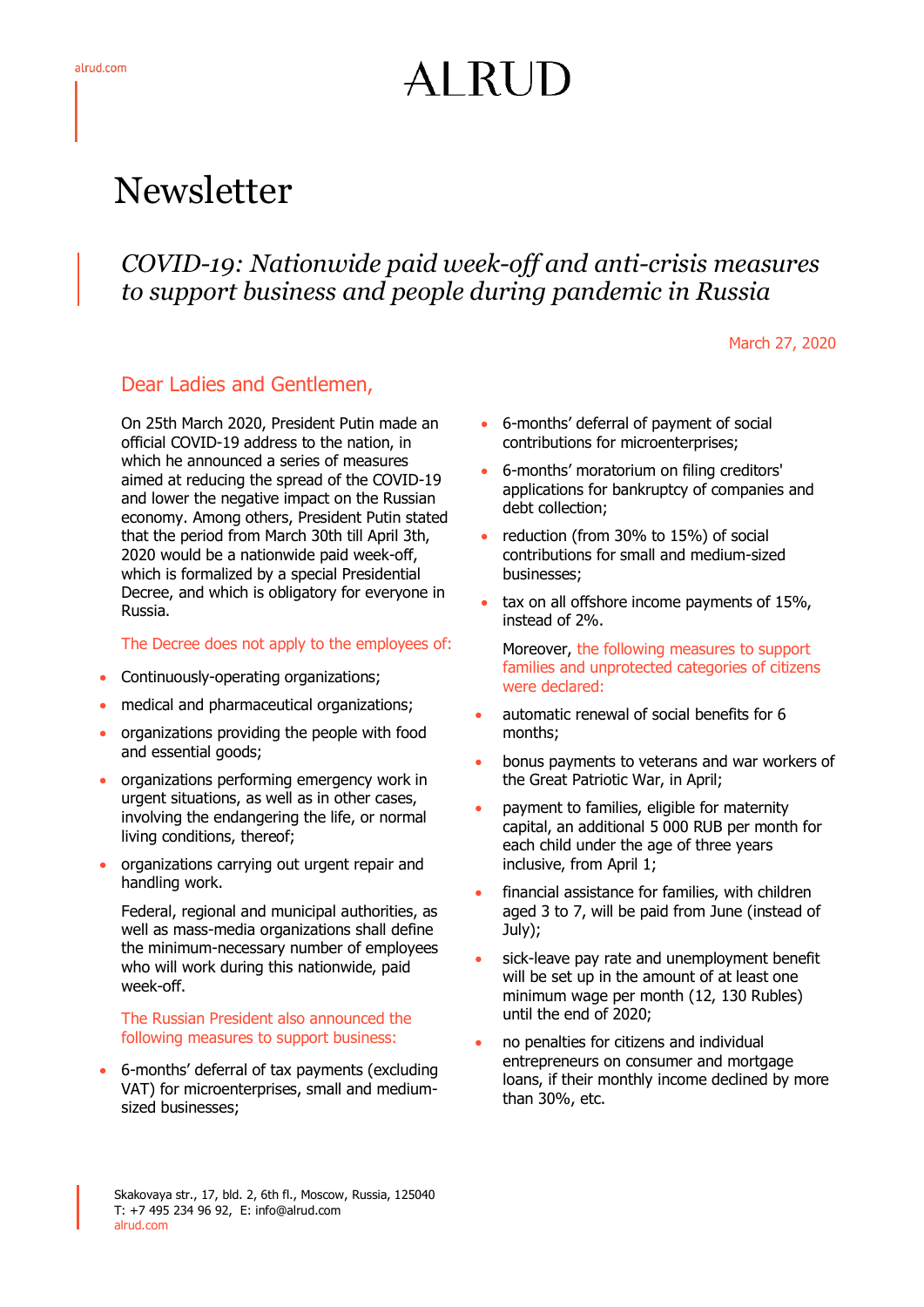# Newsletter

## *COVID-19: Nationwide paid week-off and anti-crisis measures to support business and people during pandemic in Russia*

March 27, 2020

### Dear Ladies and Gentlemen,

On 25th March 2020, President Putin made an official COVID-19 address to the nation, in which he announced a series of measures aimed at reducing the spread of the COVID-19 and lower the negative impact on the Russian economy. Among others, President Putin stated that the period from March 30th till April 3th, 2020 would be a nationwide paid week-off, which is formalized by a special Presidential Decree, and which is obligatory for everyone in Russia.

The Decree does not apply to the employees of:

- Continuously-operating organizations;
- medical and pharmaceutical organizations;
- organizations providing the people with food and essential goods;
- organizations performing emergency work in urgent situations, as well as in other cases, involving the endangering the life, or normal living conditions, thereof;
- organizations carrying out urgent repair and handling work.

Federal, regional and municipal authorities, as well as mass-media organizations shall define the minimum-necessary number of employees who will work during this nationwide, paid week-off.

The Russian President also announced the following measures to support business:

- 6-months' deferral of tax payments (excluding VAT) for microenterprises, small and medium-sized businesses;
- 6-months' deferral of payment of social contributions for microenterprises;
- 6-months' moratorium on filing creditors' applications for bankruptcy of companies and debt collection;
- reduction (from 30% to 15%) of social contributions for small and medium-sized businesses;
- tax on all offshore income payments of 15%, instead of 2%.

Moreover, the following measures to support families and unprotected categories of citizens were declared:

- automatic renewal of social benefits for 6 months;
- bonus payments to veterans and war workers of the Great Patriotic War, in April;
- payment to families, eligible for maternity capital, an additional 5 000 RUB per month for each child under the age of three years inclusive, from April 1;
- financial assistance for families, with children aged 3 to 7, will be paid from June (instead of July);
- sick-leave pay rate and unemployment benefit will be set up in the amount of at least one minimum wage per month (12, 130 Rubles) until the end of 2020;
- no penalties for citizens and individual entrepreneurs on consumer and mortgage loans, if their monthly income declined by more than 30%, etc.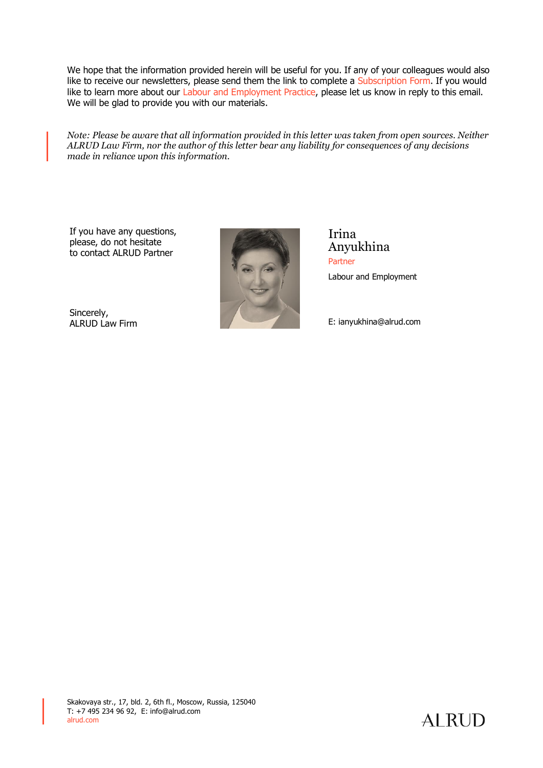We hope that the information provided herein will be useful for you. If any of your colleagues would also like to receive our newsletters, please send them the link to complete a Subscription Form. If you would like to learn more about our Labour and Employment Practice, please let us know in reply to this email. We will be glad to provide you with our materials.

*Note: Please be aware that all information provided in this letter was taken from open sources. Neither ALRUD Law Firm, nor the author of this letter bear any liability for consequences of any decisions made in reliance upon this information.*

If you have any questions, please, do not hesitate to contact ALRUD Partner

Irina Anyukhina
Partner
Labour and Employment

E: ianyukhina@alrud.com

Sincerely,
ALRUD Law Firm

Skakovaya str., 17, bld. 2, 6th fl., Moscow, Russia, 125040
T: +7 495 234 96 92, E: info@alrud.com
alrud.com

ALRUD